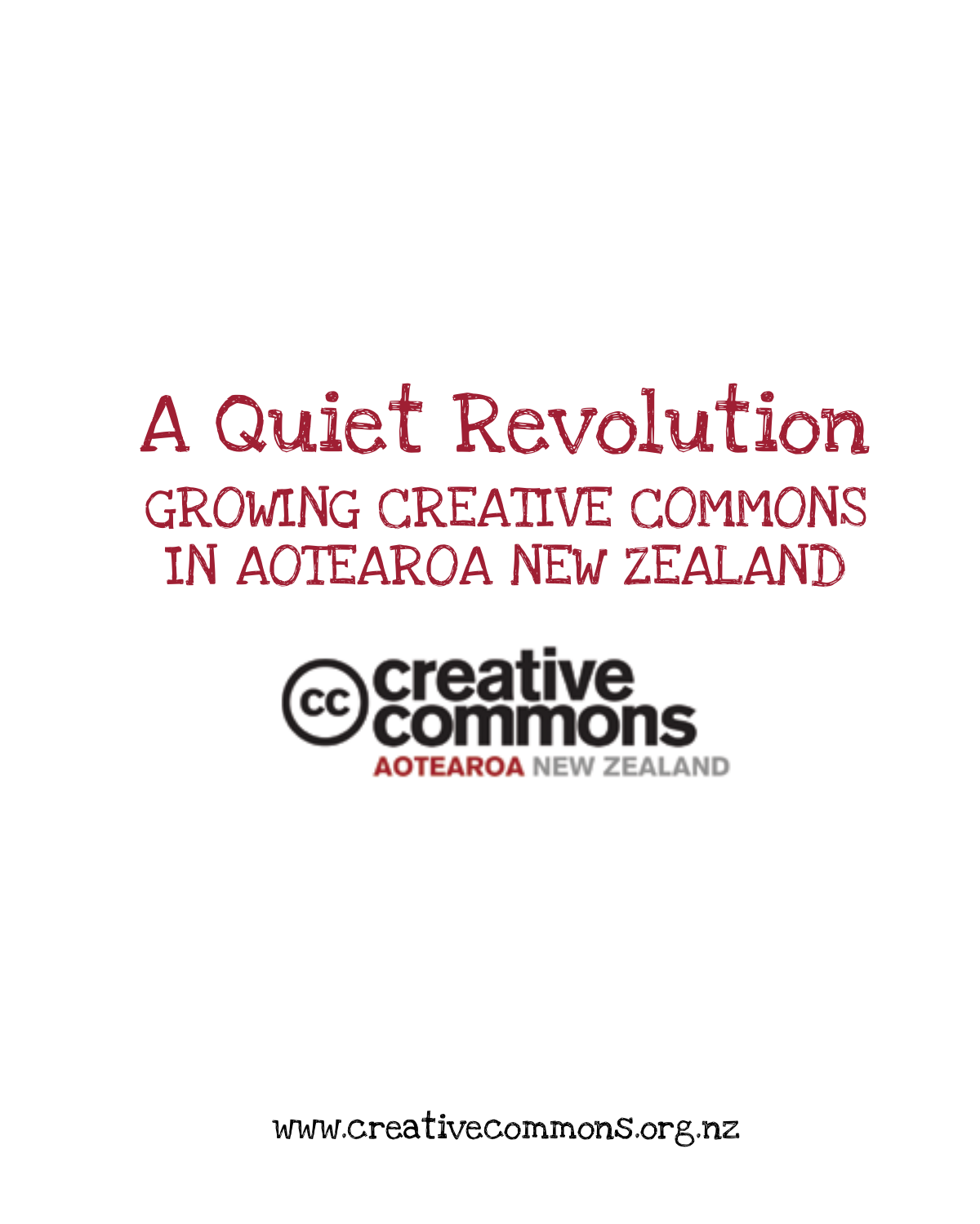# A Quiet Revolution

## GROWING CREATIVE COMMONS IN AOTEAROA NEW ZEALAND

creative commons

AOTEAROA NEW ZEALAND

www.creativecommons.org.nz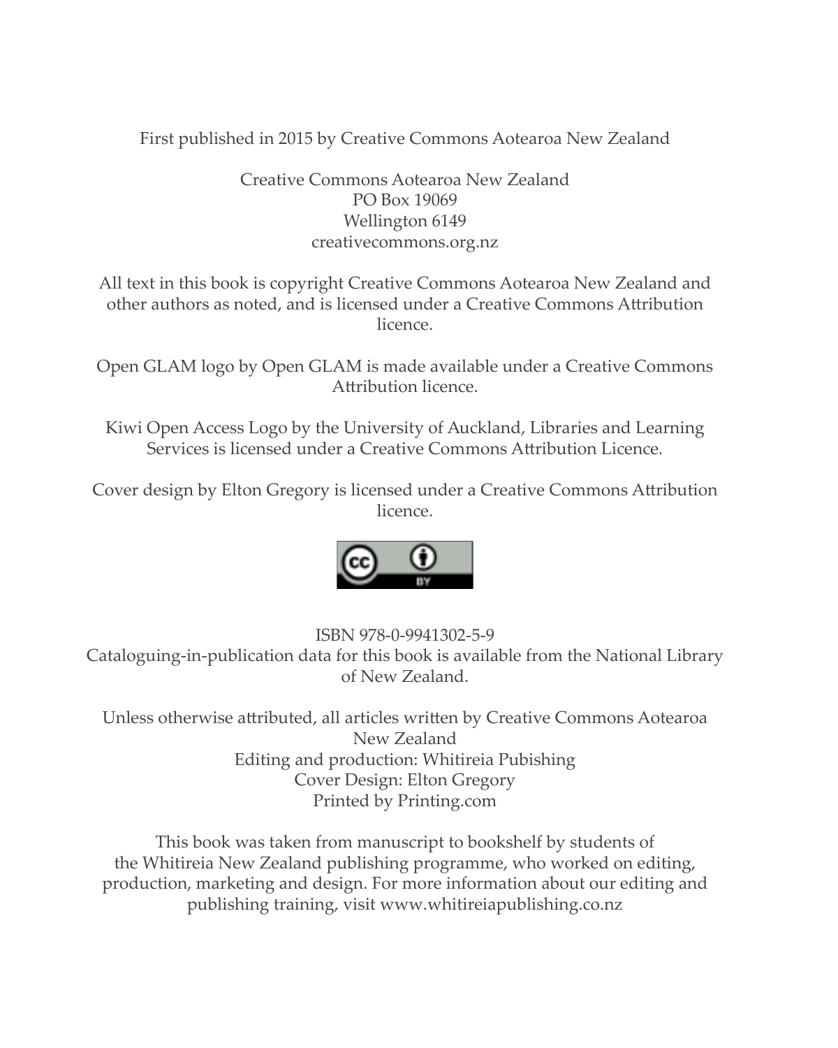First published in 2015 by Creative Commons Aotearoa New Zealand

Creative Commons Aotearoa New Zealand
PO Box 19069
Wellington 6149
creativecommons.org.nz

All text in this book is copyright Creative Commons Aotearoa New Zealand and other authors as noted, and is licensed under a Creative Commons Attribution licence.

Open GLAM logo by Open GLAM is made available under a Creative Commons Attribution licence.

Kiwi Open Access Logo by the University of Auckland, Libraries and Learning Services is licensed under a Creative Commons Attribution Licence.

Cover design by Elton Gregory is licensed under a Creative Commons Attribution licence.

ISBN 978-0-9941302-5-9
Cataloguing-in-publication data for this book is available from the National Library of New Zealand.

Unless otherwise attributed, all articles written by Creative Commons Aotearoa New Zealand
Editing and production: Whitireia Pubishing
Cover Design: Elton Gregory
Printed by Printing.com

This book was taken from manuscript to bookshelf by students of the Whitireia New Zealand publishing programme, who worked on editing, production, marketing and design. For more information about our editing and publishing training, visit www.whitireiapublishing.co.nz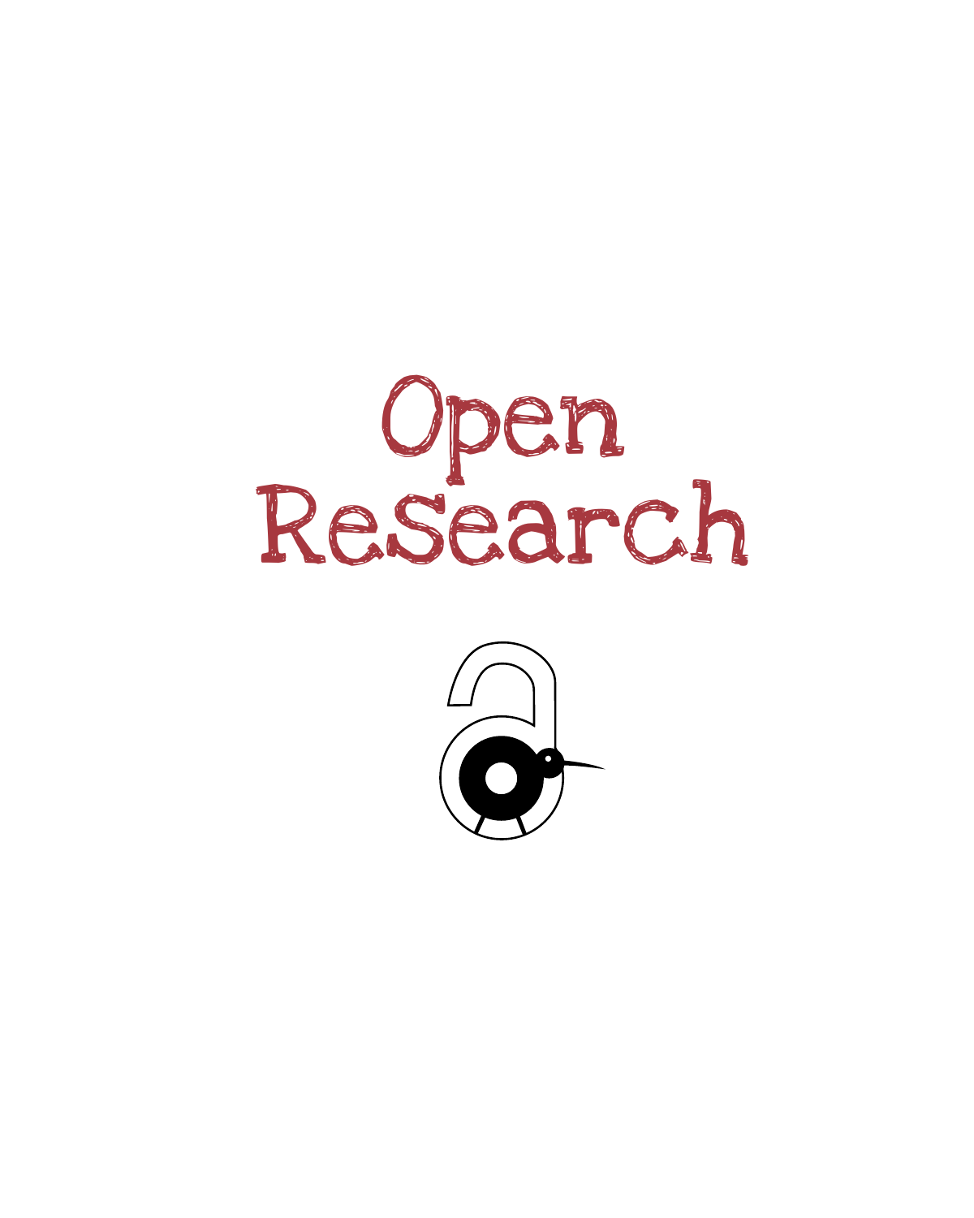# Open Research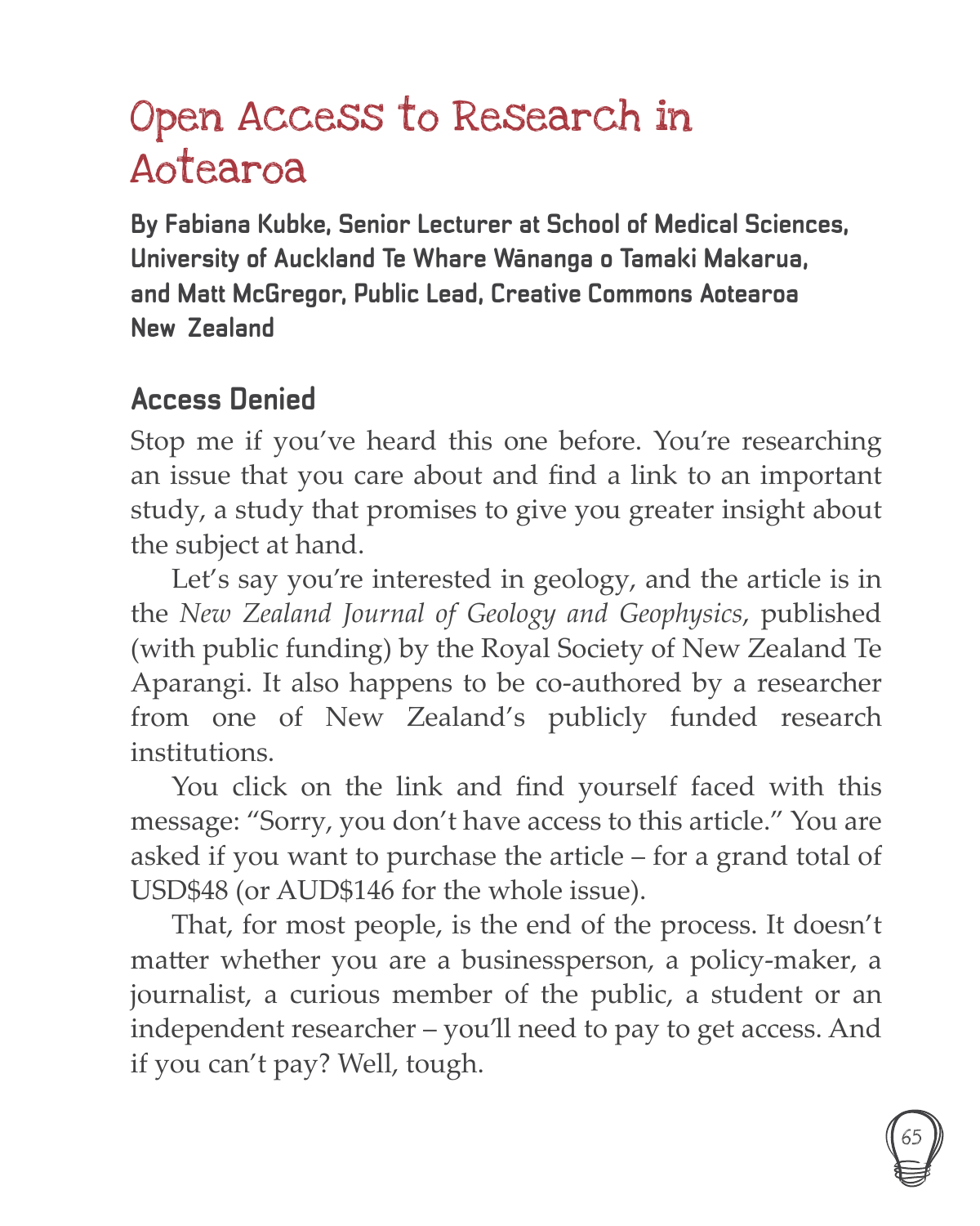# Open Access to Research in Aotearoa

**By Fabiana Kubke, Senior Lecturer at School of Medical Sciences, University of Auckland Te Whare Wānanga o Tamaki Makarua, and Matt McGregor, Public Lead, Creative Commons Aotearoa New Zealand**

## Access Denied

Stop me if you've heard this one before. You're researching an issue that you care about and find a link to an important study, a study that promises to give you greater insight about the subject at hand.

Let's say you're interested in geology, and the article is in the *New Zealand Journal of Geology and Geophysics*, published (with public funding) by the Royal Society of New Zealand Te Aparangi. It also happens to be co-authored by a researcher from one of New Zealand's publicly funded research institutions.

You click on the link and find yourself faced with this message: "Sorry, you don't have access to this article." You are asked if you want to purchase the article – for a grand total of USD$48 (or AUD$146 for the whole issue).

That, for most people, is the end of the process. It doesn't matter whether you are a businessperson, a policy-maker, a journalist, a curious member of the public, a student or an independent researcher – you'll need to pay to get access. And if you can't pay? Well, tough.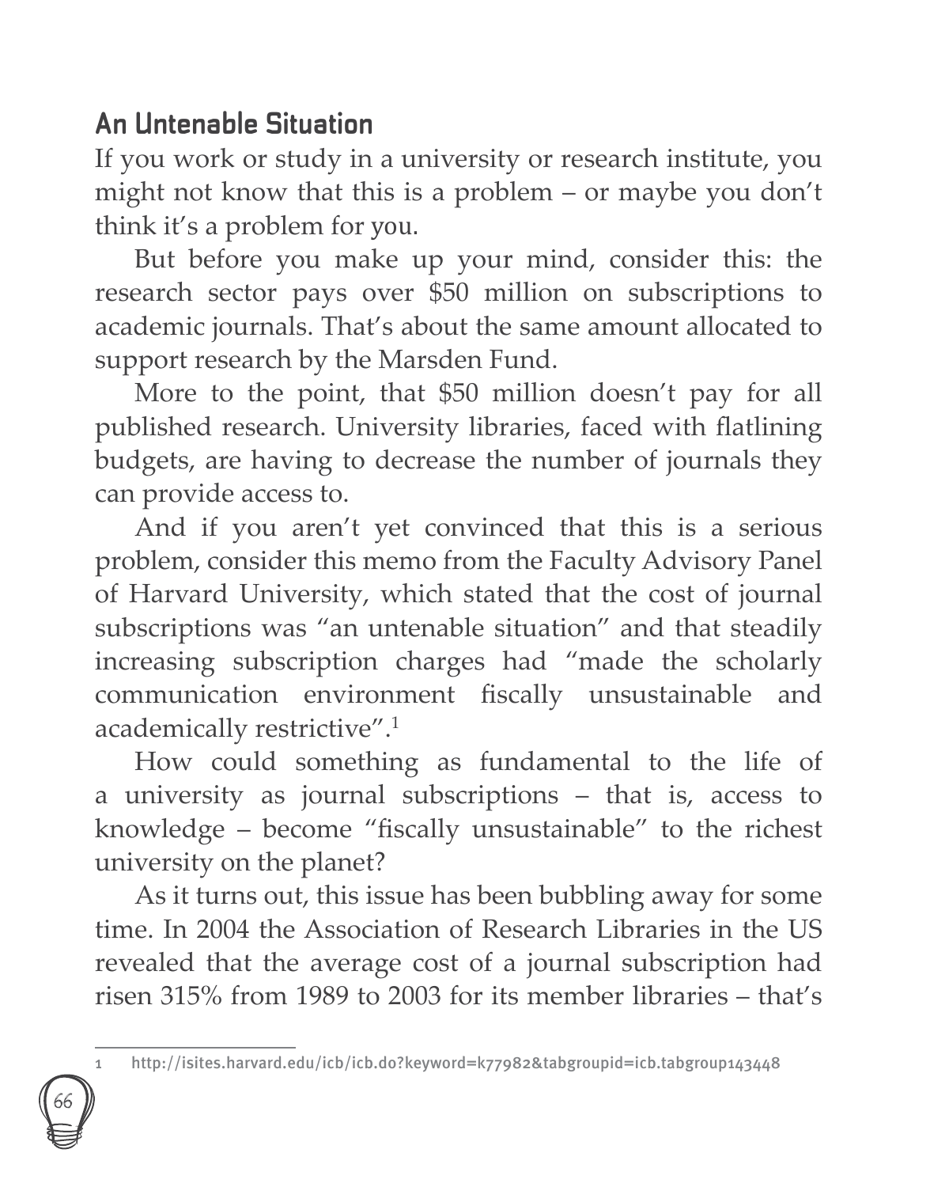## An Untenable Situation

If you work or study in a university or research institute, you might not know that this is a problem – or maybe you don't think it's a problem for you.

But before you make up your mind, consider this: the research sector pays over $50 million on subscriptions to academic journals. That's about the same amount allocated to support research by the Marsden Fund.

More to the point, that $50 million doesn't pay for all published research. University libraries, faced with flatlining budgets, are having to decrease the number of journals they can provide access to.

And if you aren't yet convinced that this is a serious problem, consider this memo from the Faculty Advisory Panel of Harvard University, which stated that the cost of journal subscriptions was "an untenable situation" and that steadily increasing subscription charges had "made the scholarly communication environment fiscally unsustainable and academically restrictive".[1]

How could something as fundamental to the life of a university as journal subscriptions – that is, access to knowledge – become "fiscally unsustainable" to the richest university on the planet?

As it turns out, this issue has been bubbling away for some time. In 2004 the Association of Research Libraries in the US revealed that the average cost of a journal subscription had risen 315% from 1989 to 2003 for its member libraries – that's

---

1 http://isites.harvard.edu/icb/icb.do?keyword=k77982&tabgroupid=icb.tabgroup143448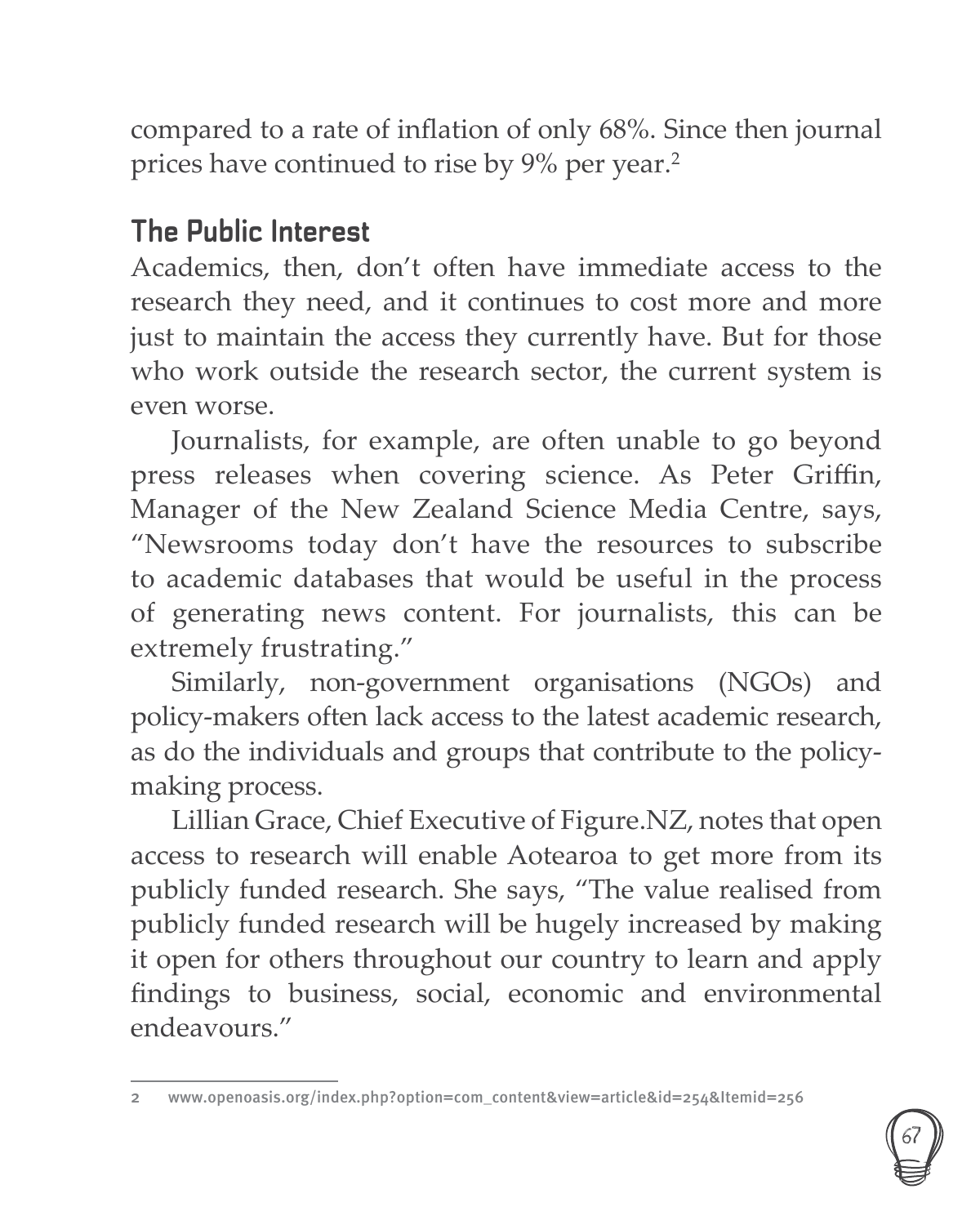compared to a rate of inflation of only 68%. Since then journal prices have continued to rise by 9% per year.[2]

## The Public Interest

Academics, then, don't often have immediate access to the research they need, and it continues to cost more and more just to maintain the access they currently have. But for those who work outside the research sector, the current system is even worse.

Journalists, for example, are often unable to go beyond press releases when covering science. As Peter Griffin, Manager of the New Zealand Science Media Centre, says, "Newsrooms today don't have the resources to subscribe to academic databases that would be useful in the process of generating news content. For journalists, this can be extremely frustrating."

Similarly, non-government organisations (NGOs) and policy-makers often lack access to the latest academic research, as do the individuals and groups that contribute to the policy-making process.

Lillian Grace, Chief Executive of Figure.NZ, notes that open access to research will enable Aotearoa to get more from its publicly funded research. She says, "The value realised from publicly funded research will be hugely increased by making it open for others throughout our country to learn and apply findings to business, social, economic and environmental endeavours."

---

2 www.openoasis.org/index.php?option=com_content&view=article&id=254&Itemid=256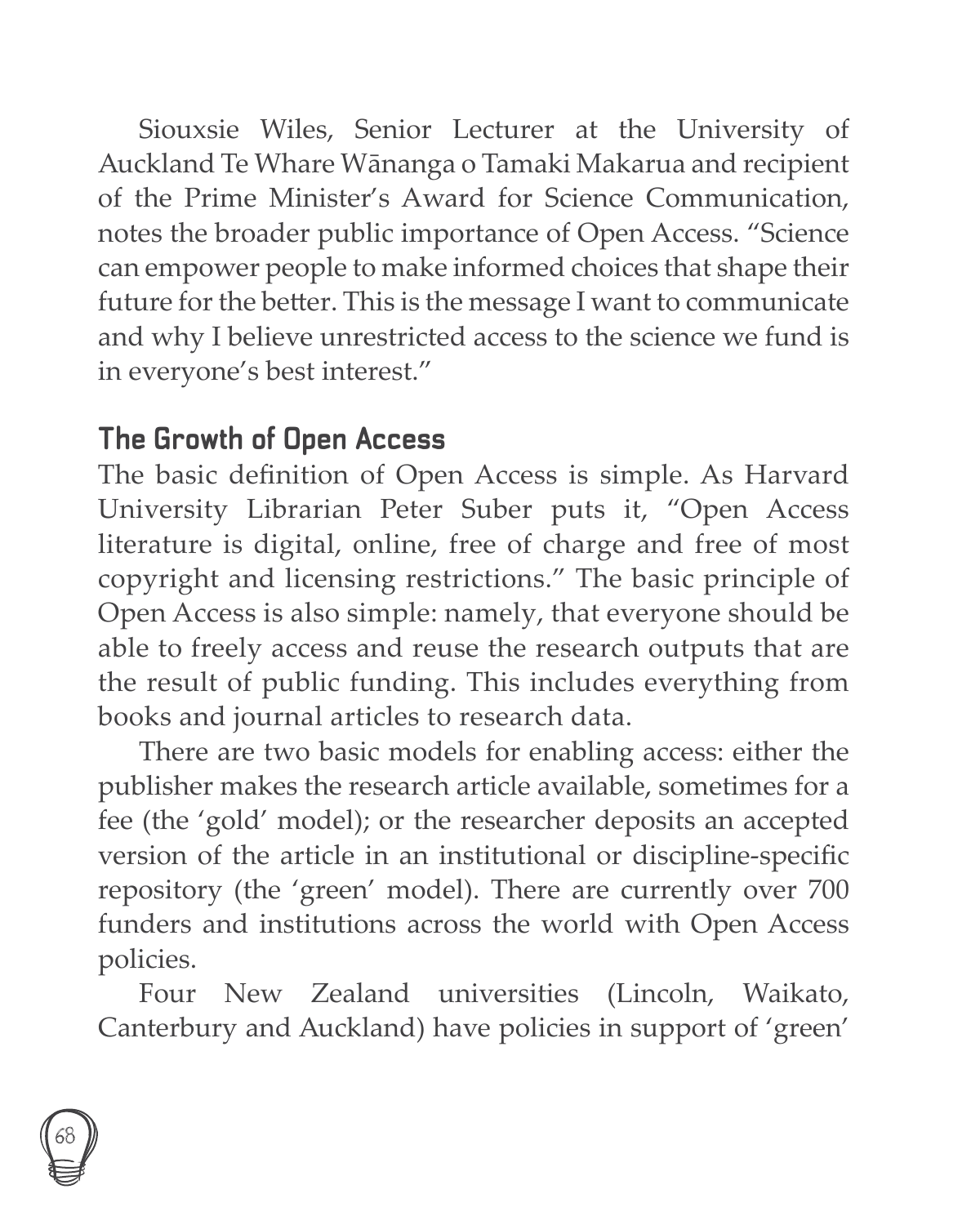Siouxsie Wiles, Senior Lecturer at the University of Auckland Te Whare Wānanga o Tamaki Makarua and recipient of the Prime Minister's Award for Science Communication, notes the broader public importance of Open Access. "Science can empower people to make informed choices that shape their future for the better. This is the message I want to communicate and why I believe unrestricted access to the science we fund is in everyone's best interest."

## The Growth of Open Access

The basic definition of Open Access is simple. As Harvard University Librarian Peter Suber puts it, "Open Access literature is digital, online, free of charge and free of most copyright and licensing restrictions." The basic principle of Open Access is also simple: namely, that everyone should be able to freely access and reuse the research outputs that are the result of public funding. This includes everything from books and journal articles to research data.

There are two basic models for enabling access: either the publisher makes the research article available, sometimes for a fee (the 'gold' model); or the researcher deposits an accepted version of the article in an institutional or discipline-specific repository (the 'green' model). There are currently over 700 funders and institutions across the world with Open Access policies.

Four New Zealand universities (Lincoln, Waikato, Canterbury and Auckland) have policies in support of 'green'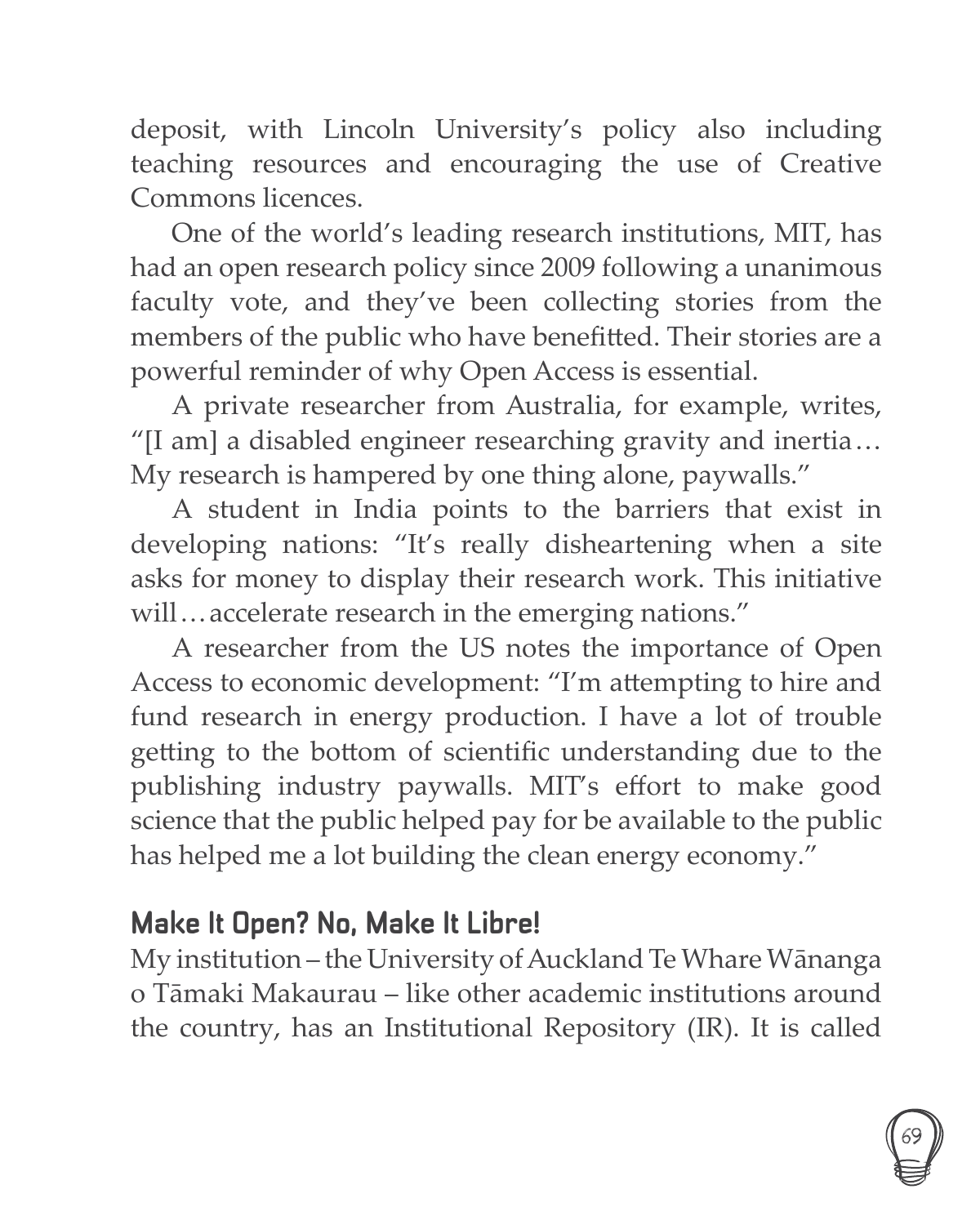deposit, with Lincoln University's policy also including teaching resources and encouraging the use of Creative Commons licences.

One of the world's leading research institutions, MIT, has had an open research policy since 2009 following a unanimous faculty vote, and they've been collecting stories from the members of the public who have benefitted. Their stories are a powerful reminder of why Open Access is essential.

A private researcher from Australia, for example, writes, "[I am] a disabled engineer researching gravity and inertia… My research is hampered by one thing alone, paywalls."

A student in India points to the barriers that exist in developing nations: "It's really disheartening when a site asks for money to display their research work. This initiative will…accelerate research in the emerging nations."

A researcher from the US notes the importance of Open Access to economic development: "I'm attempting to hire and fund research in energy production. I have a lot of trouble getting to the bottom of scientific understanding due to the publishing industry paywalls. MIT's effort to make good science that the public helped pay for be available to the public has helped me a lot building the clean energy economy."

## Make It Open? No, Make It Libre!

My institution – the University of Auckland Te Whare Wānanga o Tāmaki Makaurau – like other academic institutions around the country, has an Institutional Repository (IR). It is called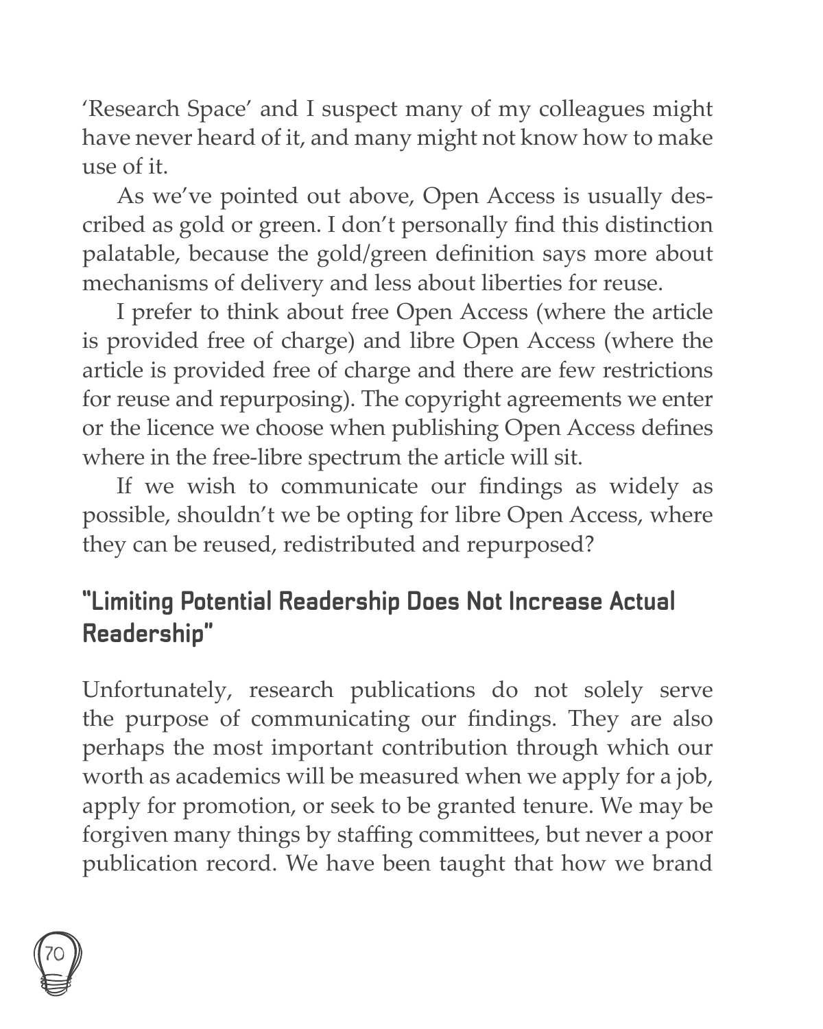'Research Space' and I suspect many of my colleagues might have never heard of it, and many might not know how to make use of it.

As we've pointed out above, Open Access is usually described as gold or green. I don't personally find this distinction palatable, because the gold/green definition says more about mechanisms of delivery and less about liberties for reuse.

I prefer to think about free Open Access (where the article is provided free of charge) and libre Open Access (where the article is provided free of charge and there are few restrictions for reuse and repurposing). The copyright agreements we enter or the licence we choose when publishing Open Access defines where in the free-libre spectrum the article will sit.

If we wish to communicate our findings as widely as possible, shouldn't we be opting for libre Open Access, where they can be reused, redistributed and repurposed?

## "Limiting Potential Readership Does Not Increase Actual Readership"

Unfortunately, research publications do not solely serve the purpose of communicating our findings. They are also perhaps the most important contribution through which our worth as academics will be measured when we apply for a job, apply for promotion, or seek to be granted tenure. We may be forgiven many things by staffing committees, but never a poor publication record. We have been taught that how we brand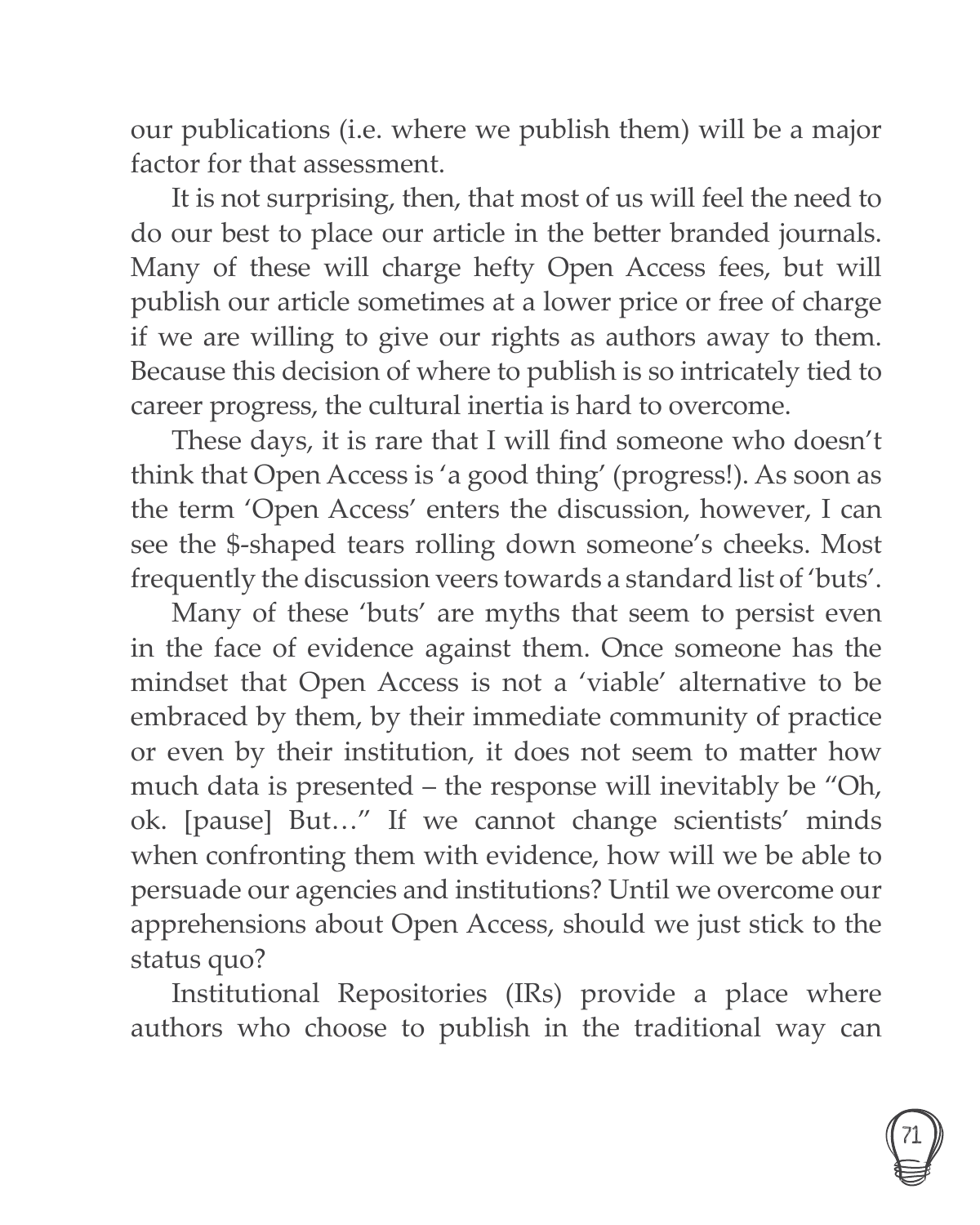our publications (i.e. where we publish them) will be a major factor for that assessment.

It is not surprising, then, that most of us will feel the need to do our best to place our article in the better branded journals. Many of these will charge hefty Open Access fees, but will publish our article sometimes at a lower price or free of charge if we are willing to give our rights as authors away to them. Because this decision of where to publish is so intricately tied to career progress, the cultural inertia is hard to overcome.

These days, it is rare that I will find someone who doesn't think that Open Access is 'a good thing' (progress!). As soon as the term 'Open Access' enters the discussion, however, I can see the $-shaped tears rolling down someone's cheeks. Most frequently the discussion veers towards a standard list of 'buts'.

Many of these 'buts' are myths that seem to persist even in the face of evidence against them. Once someone has the mindset that Open Access is not a 'viable' alternative to be embraced by them, by their immediate community of practice or even by their institution, it does not seem to matter how much data is presented – the response will inevitably be "Oh, ok. [pause] But…" If we cannot change scientists' minds when confronting them with evidence, how will we be able to persuade our agencies and institutions? Until we overcome our apprehensions about Open Access, should we just stick to the status quo?

Institutional Repositories (IRs) provide a place where authors who choose to publish in the traditional way can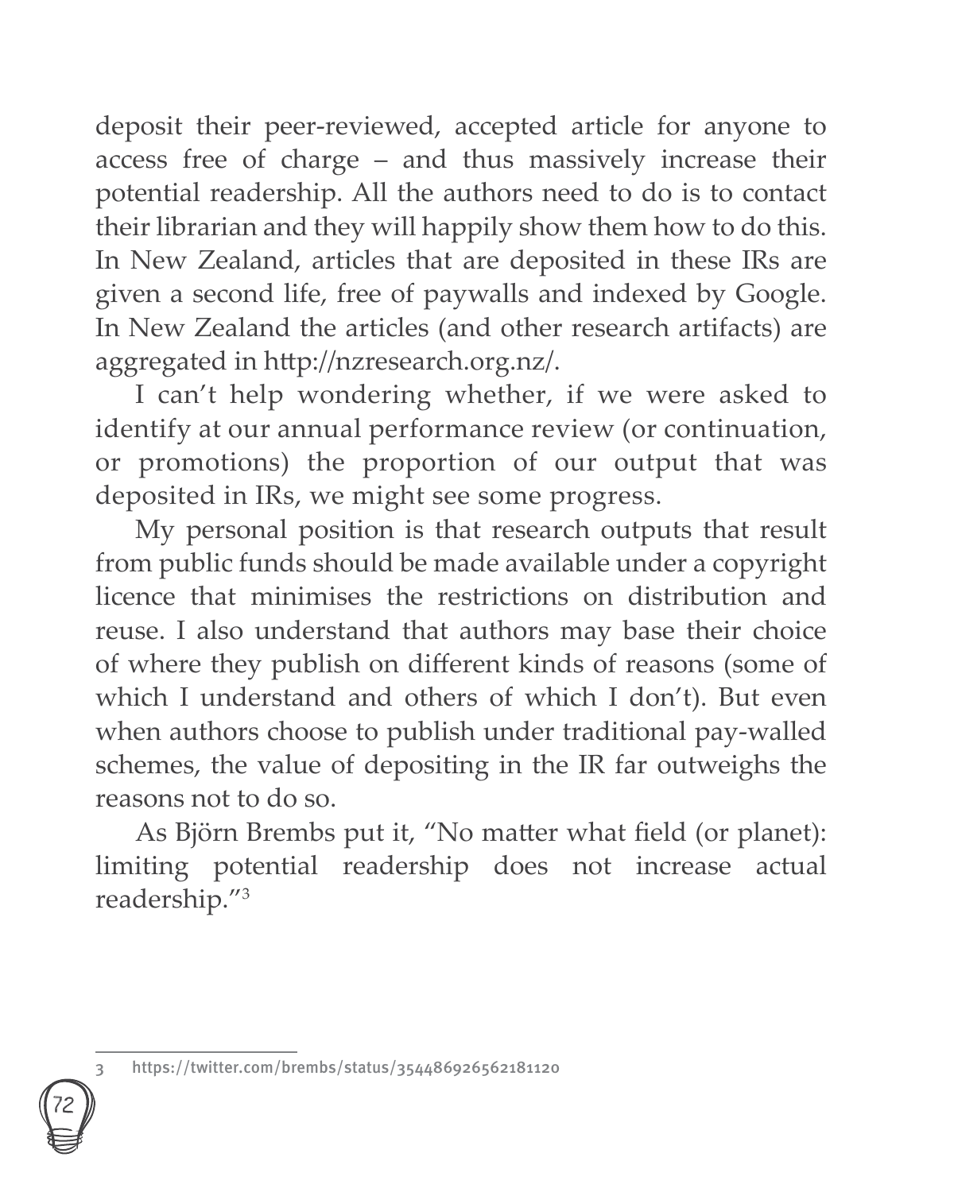deposit their peer-reviewed, accepted article for anyone to access free of charge – and thus massively increase their potential readership. All the authors need to do is to contact their librarian and they will happily show them how to do this. In New Zealand, articles that are deposited in these IRs are given a second life, free of paywalls and indexed by Google. In New Zealand the articles (and other research artifacts) are aggregated in http://nzresearch.org.nz/.

I can't help wondering whether, if we were asked to identify at our annual performance review (or continuation, or promotions) the proportion of our output that was deposited in IRs, we might see some progress.

My personal position is that research outputs that result from public funds should be made available under a copyright licence that minimises the restrictions on distribution and reuse. I also understand that authors may base their choice of where they publish on different kinds of reasons (some of which I understand and others of which I don't). But even when authors choose to publish under traditional pay-walled schemes, the value of depositing in the IR far outweighs the reasons not to do so.

As Björn Brembs put it, "No matter what field (or planet): limiting potential readership does not increase actual readership."[3]

---

3 https://twitter.com/brembs/status/354486926562181120